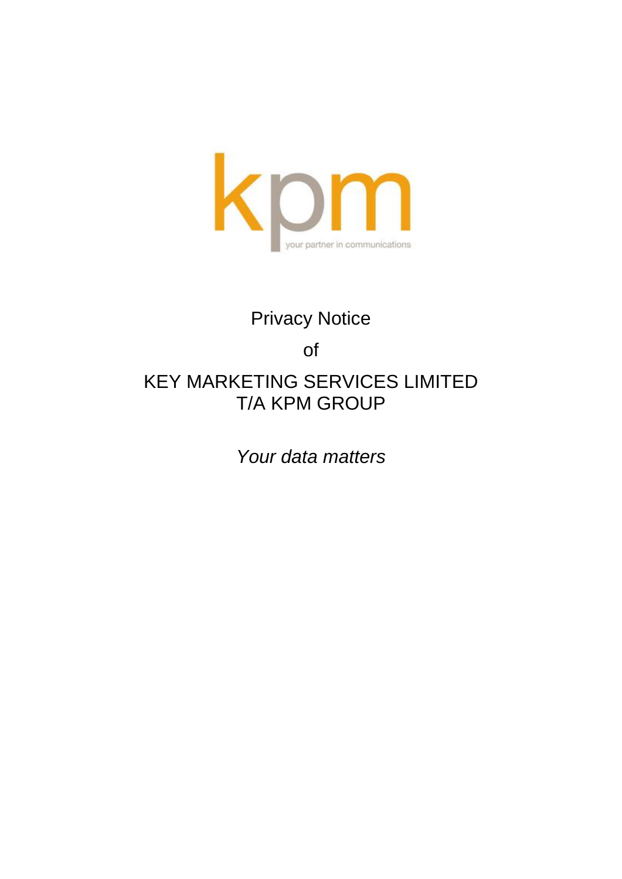kpm

your partner in communications

# Privacy Notice

of

# KEY MARKETING SERVICES LIMITED T/A KPM GROUP

*Your data matters*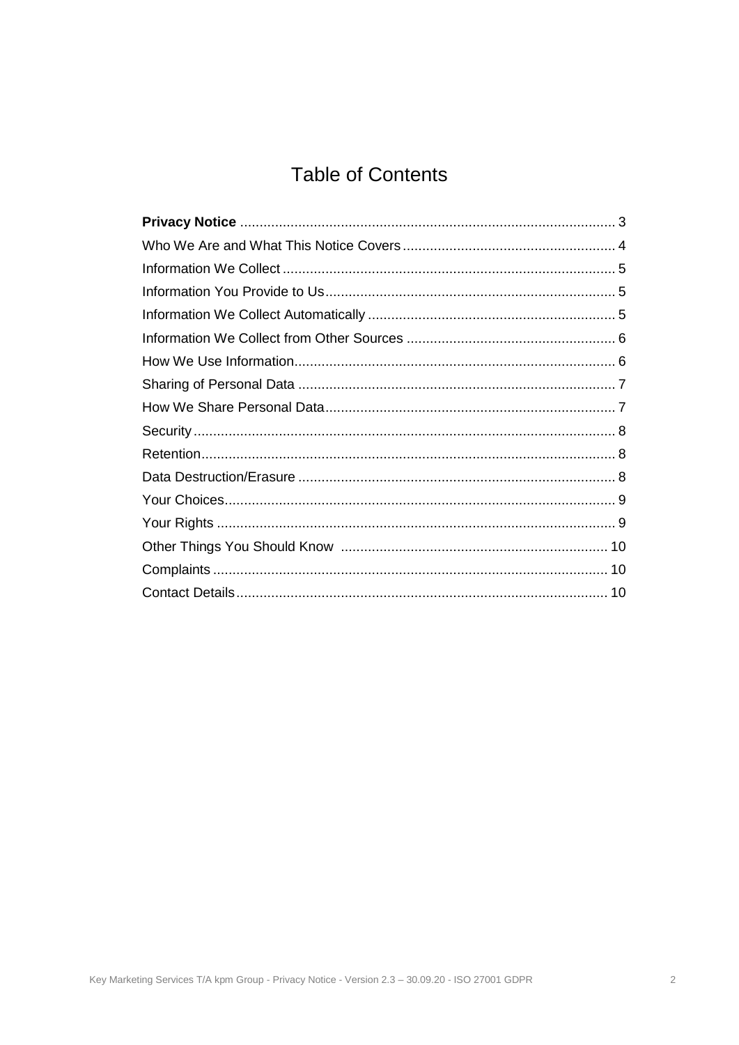# Table of Contents

| | |
|---|---|
| **Privacy Notice** | 3 |
| Who We Are and What This Notice Covers | 4 |
| Information We Collect | 5 |
| Information You Provide to Us | 5 |
| Information We Collect Automatically | 5 |
| Information We Collect from Other Sources | 6 |
| How We Use Information | 6 |
| Sharing of Personal Data | 7 |
| How We Share Personal Data | 7 |
| Security | 8 |
| Retention | 8 |
| Data Destruction/Erasure | 8 |
| Your Choices | 9 |
| Your Rights | 9 |
| Other Things You Should Know | 10 |
| Complaints | 10 |
| Contact Details | 10 |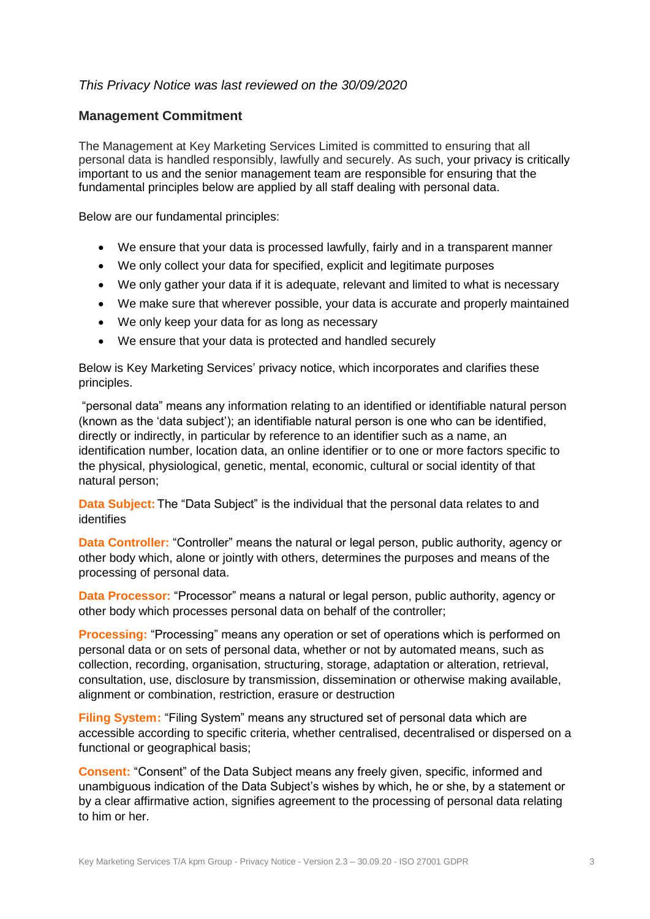*This Privacy Notice was last reviewed on the 30/09/2020*

## Management Commitment

The Management at Key Marketing Services Limited is committed to ensuring that all personal data is handled responsibly, lawfully and securely. As such, your privacy is critically important to us and the senior management team are responsible for ensuring that the fundamental principles below are applied by all staff dealing with personal data.

Below are our fundamental principles:

- We ensure that your data is processed lawfully, fairly and in a transparent manner
- We only collect your data for specified, explicit and legitimate purposes
- We only gather your data if it is adequate, relevant and limited to what is necessary
- We make sure that wherever possible, your data is accurate and properly maintained
- We only keep your data for as long as necessary
- We ensure that your data is protected and handled securely

Below is Key Marketing Services' privacy notice, which incorporates and clarifies these principles.

"personal data" means any information relating to an identified or identifiable natural person (known as the 'data subject'); an identifiable natural person is one who can be identified, directly or indirectly, in particular by reference to an identifier such as a name, an identification number, location data, an online identifier or to one or more factors specific to the physical, physiological, genetic, mental, economic, cultural or social identity of that natural person;

**Data Subject:** The "Data Subject" is the individual that the personal data relates to and identifies

**Data Controller:** "Controller" means the natural or legal person, public authority, agency or other body which, alone or jointly with others, determines the purposes and means of the processing of personal data.

**Data Processor:** "Processor" means a natural or legal person, public authority, agency or other body which processes personal data on behalf of the controller;

**Processing:** "Processing" means any operation or set of operations which is performed on personal data or on sets of personal data, whether or not by automated means, such as collection, recording, organisation, structuring, storage, adaptation or alteration, retrieval, consultation, use, disclosure by transmission, dissemination or otherwise making available, alignment or combination, restriction, erasure or destruction

**Filing System:** "Filing System" means any structured set of personal data which are accessible according to specific criteria, whether centralised, decentralised or dispersed on a functional or geographical basis;

**Consent:** "Consent" of the Data Subject means any freely given, specific, informed and unambiguous indication of the Data Subject's wishes by which, he or she, by a statement or by a clear affirmative action, signifies agreement to the processing of personal data relating to him or her.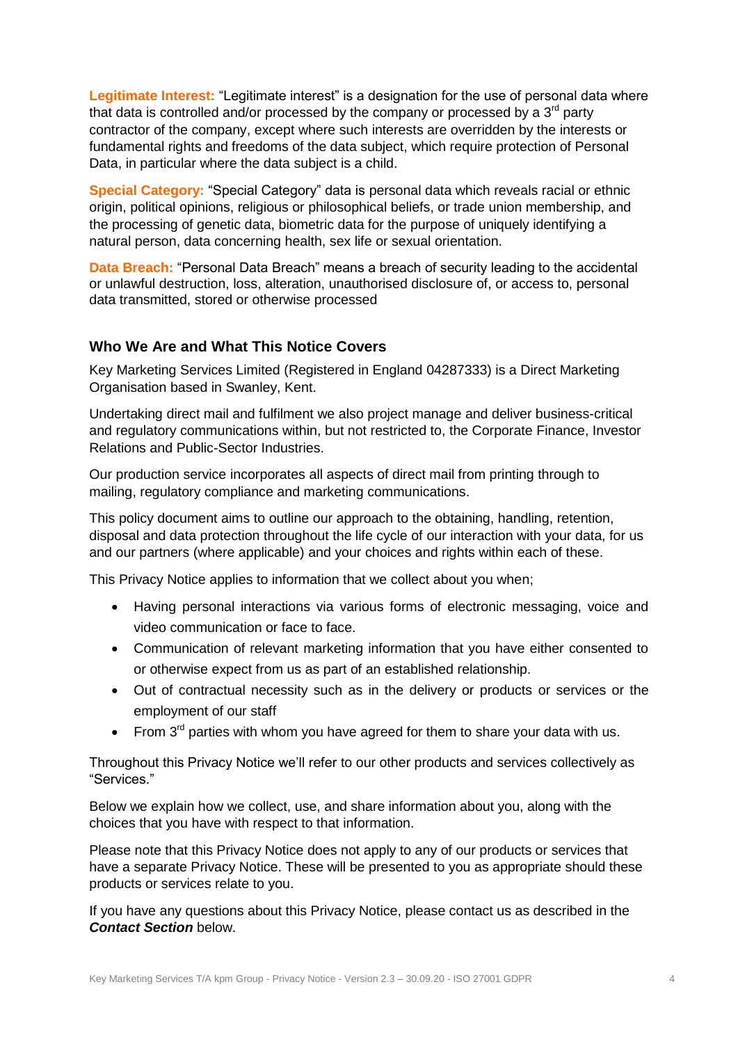**Legitimate Interest:** "Legitimate interest" is a designation for the use of personal data where that data is controlled and/or processed by the company or processed by a 3rd party contractor of the company, except where such interests are overridden by the interests or fundamental rights and freedoms of the data subject, which require protection of Personal Data, in particular where the data subject is a child.

**Special Category:** "Special Category" data is personal data which reveals racial or ethnic origin, political opinions, religious or philosophical beliefs, or trade union membership, and the processing of genetic data, biometric data for the purpose of uniquely identifying a natural person, data concerning health, sex life or sexual orientation.

**Data Breach:** "Personal Data Breach" means a breach of security leading to the accidental or unlawful destruction, loss, alteration, unauthorised disclosure of, or access to, personal data transmitted, stored or otherwise processed

## Who We Are and What This Notice Covers

Key Marketing Services Limited (Registered in England 04287333) is a Direct Marketing Organisation based in Swanley, Kent.

Undertaking direct mail and fulfilment we also project manage and deliver business-critical and regulatory communications within, but not restricted to, the Corporate Finance, Investor Relations and Public-Sector Industries.

Our production service incorporates all aspects of direct mail from printing through to mailing, regulatory compliance and marketing communications.

This policy document aims to outline our approach to the obtaining, handling, retention, disposal and data protection throughout the life cycle of our interaction with your data, for us and our partners (where applicable) and your choices and rights within each of these.

This Privacy Notice applies to information that we collect about you when;

- Having personal interactions via various forms of electronic messaging, voice and video communication or face to face.
- Communication of relevant marketing information that you have either consented to or otherwise expect from us as part of an established relationship.
- Out of contractual necessity such as in the delivery or products or services or the employment of our staff
- From 3rd parties with whom you have agreed for them to share your data with us.

Throughout this Privacy Notice we'll refer to our other products and services collectively as "Services."

Below we explain how we collect, use, and share information about you, along with the choices that you have with respect to that information.

Please note that this Privacy Notice does not apply to any of our products or services that have a separate Privacy Notice. These will be presented to you as appropriate should these products or services relate to you.

If you have any questions about this Privacy Notice, please contact us as described in the ***Contact Section*** below.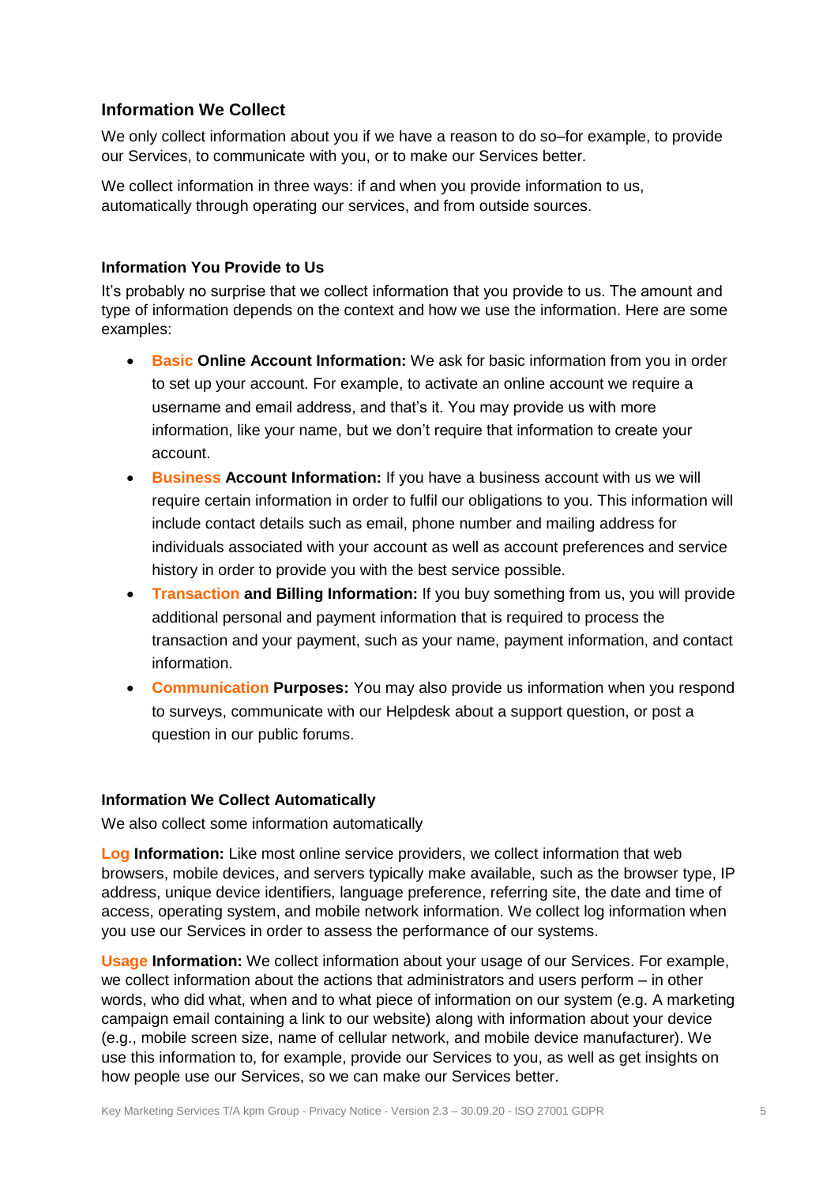## Information We Collect

We only collect information about you if we have a reason to do so–for example, to provide our Services, to communicate with you, or to make our Services better.

We collect information in three ways: if and when you provide information to us, automatically through operating our services, and from outside sources.

### Information You Provide to Us

It's probably no surprise that we collect information that you provide to us. The amount and type of information depends on the context and how we use the information. Here are some examples:

- **Basic Online Account Information:** We ask for basic information from you in order to set up your account. For example, to activate an online account we require a username and email address, and that's it. You may provide us with more information, like your name, but we don't require that information to create your account.
- **Business Account Information:** If you have a business account with us we will require certain information in order to fulfil our obligations to you. This information will include contact details such as email, phone number and mailing address for individuals associated with your account as well as account preferences and service history in order to provide you with the best service possible.
- **Transaction and Billing Information:** If you buy something from us, you will provide additional personal and payment information that is required to process the transaction and your payment, such as your name, payment information, and contact information.
- **Communication Purposes:** You may also provide us information when you respond to surveys, communicate with our Helpdesk about a support question, or post a question in our public forums.

### Information We Collect Automatically

We also collect some information automatically

**Log Information:** Like most online service providers, we collect information that web browsers, mobile devices, and servers typically make available, such as the browser type, IP address, unique device identifiers, language preference, referring site, the date and time of access, operating system, and mobile network information. We collect log information when you use our Services in order to assess the performance of our systems.

**Usage Information:** We collect information about your usage of our Services. For example, we collect information about the actions that administrators and users perform – in other words, who did what, when and to what piece of information on our system (e.g. A marketing campaign email containing a link to our website) along with information about your device (e.g., mobile screen size, name of cellular network, and mobile device manufacturer). We use this information to, for example, provide our Services to you, as well as get insights on how people use our Services, so we can make our Services better.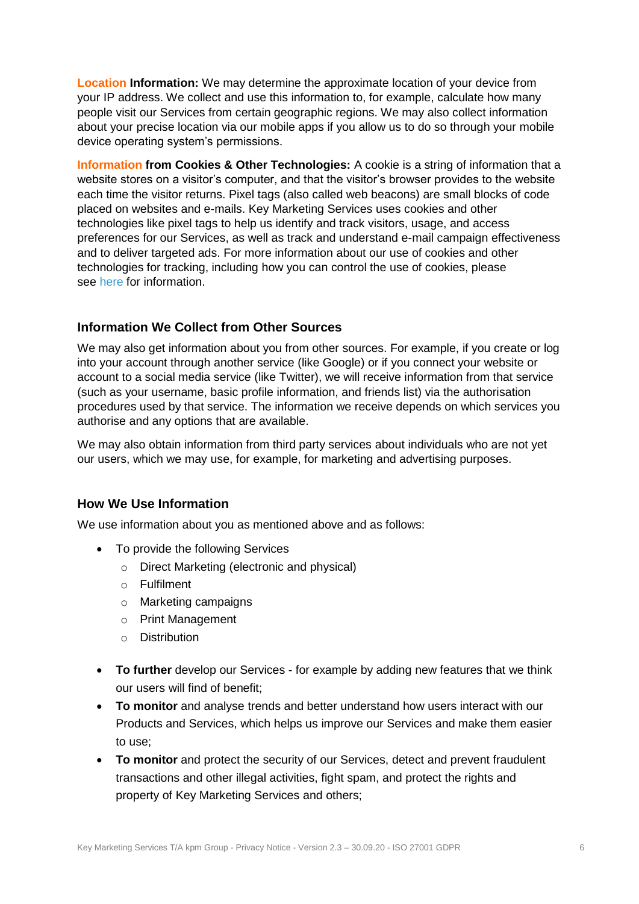**Location Information:** We may determine the approximate location of your device from your IP address. We collect and use this information to, for example, calculate how many people visit our Services from certain geographic regions. We may also collect information about your precise location via our mobile apps if you allow us to do so through your mobile device operating system's permissions.

**Information from Cookies & Other Technologies:** A cookie is a string of information that a website stores on a visitor's computer, and that the visitor's browser provides to the website each time the visitor returns. Pixel tags (also called web beacons) are small blocks of code placed on websites and e-mails. Key Marketing Services uses cookies and other technologies like pixel tags to help us identify and track visitors, usage, and access preferences for our Services, as well as track and understand e-mail campaign effectiveness and to deliver targeted ads. For more information about our use of cookies and other technologies for tracking, including how you can control the use of cookies, please see here for information.

### Information We Collect from Other Sources

We may also get information about you from other sources. For example, if you create or log into your account through another service (like Google) or if you connect your website or account to a social media service (like Twitter), we will receive information from that service (such as your username, basic profile information, and friends list) via the authorisation procedures used by that service. The information we receive depends on which services you authorise and any options that are available.

We may also obtain information from third party services about individuals who are not yet our users, which we may use, for example, for marketing and advertising purposes.

### How We Use Information

We use information about you as mentioned above and as follows:

- To provide the following Services
  - Direct Marketing (electronic and physical)
  - Fulfilment
  - Marketing campaigns
  - Print Management
  - Distribution
- **To further** develop our Services - for example by adding new features that we think our users will find of benefit;
- **To monitor** and analyse trends and better understand how users interact with our Products and Services, which helps us improve our Services and make them easier to use;
- **To monitor** and protect the security of our Services, detect and prevent fraudulent transactions and other illegal activities, fight spam, and protect the rights and property of Key Marketing Services and others;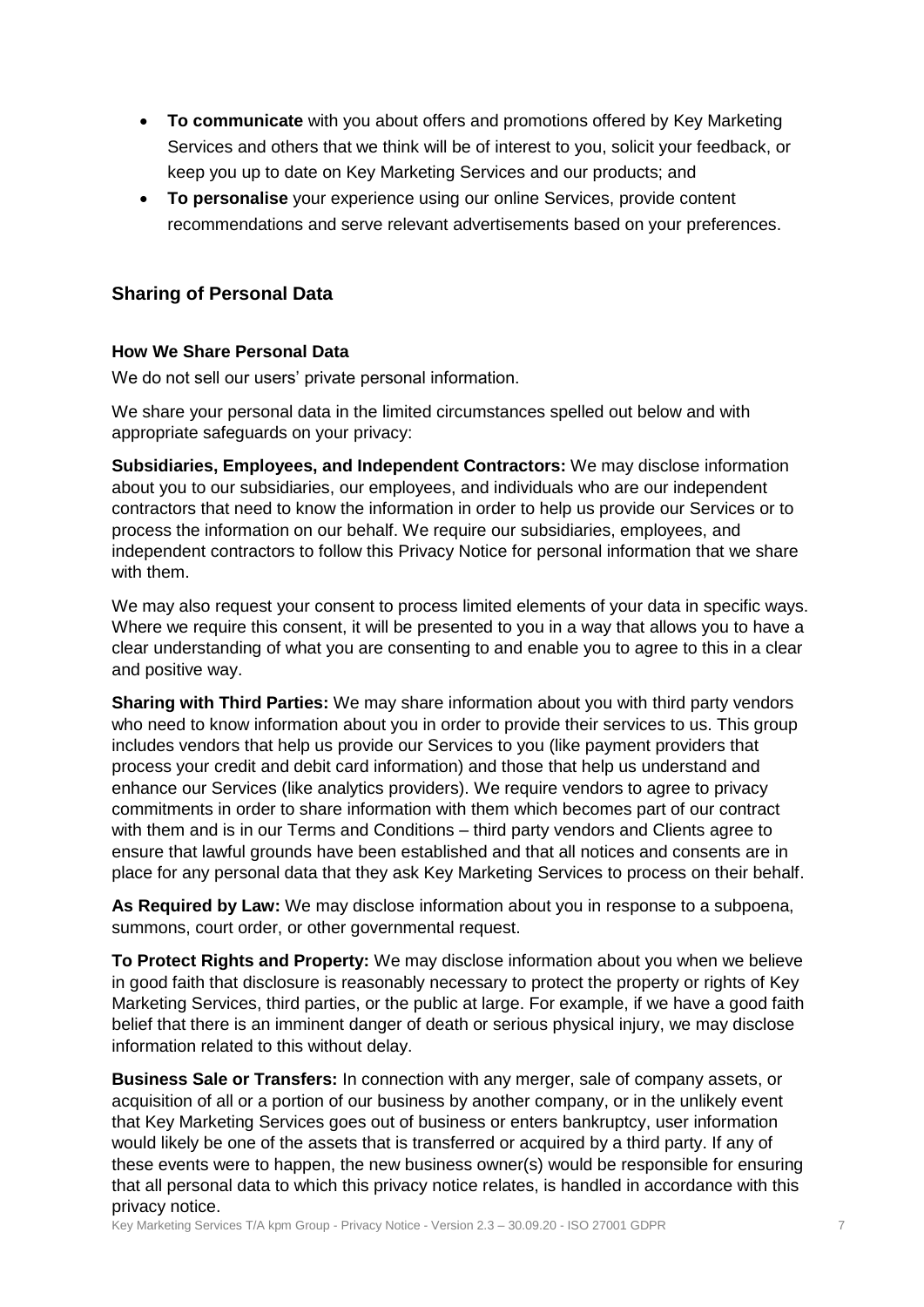- **To communicate** with you about offers and promotions offered by Key Marketing Services and others that we think will be of interest to you, solicit your feedback, or keep you up to date on Key Marketing Services and our products; and
- **To personalise** your experience using our online Services, provide content recommendations and serve relevant advertisements based on your preferences.

## Sharing of Personal Data

### How We Share Personal Data

We do not sell our users' private personal information.

We share your personal data in the limited circumstances spelled out below and with appropriate safeguards on your privacy:

**Subsidiaries, Employees, and Independent Contractors:** We may disclose information about you to our subsidiaries, our employees, and individuals who are our independent contractors that need to know the information in order to help us provide our Services or to process the information on our behalf. We require our subsidiaries, employees, and independent contractors to follow this Privacy Notice for personal information that we share with them.

We may also request your consent to process limited elements of your data in specific ways. Where we require this consent, it will be presented to you in a way that allows you to have a clear understanding of what you are consenting to and enable you to agree to this in a clear and positive way.

**Sharing with Third Parties:** We may share information about you with third party vendors who need to know information about you in order to provide their services to us. This group includes vendors that help us provide our Services to you (like payment providers that process your credit and debit card information) and those that help us understand and enhance our Services (like analytics providers). We require vendors to agree to privacy commitments in order to share information with them which becomes part of our contract with them and is in our Terms and Conditions – third party vendors and Clients agree to ensure that lawful grounds have been established and that all notices and consents are in place for any personal data that they ask Key Marketing Services to process on their behalf.

**As Required by Law:** We may disclose information about you in response to a subpoena, summons, court order, or other governmental request.

**To Protect Rights and Property:** We may disclose information about you when we believe in good faith that disclosure is reasonably necessary to protect the property or rights of Key Marketing Services, third parties, or the public at large. For example, if we have a good faith belief that there is an imminent danger of death or serious physical injury, we may disclose information related to this without delay.

**Business Sale or Transfers:** In connection with any merger, sale of company assets, or acquisition of all or a portion of our business by another company, or in the unlikely event that Key Marketing Services goes out of business or enters bankruptcy, user information would likely be one of the assets that is transferred or acquired by a third party. If any of these events were to happen, the new business owner(s) would be responsible for ensuring that all personal data to which this privacy notice relates, is handled in accordance with this privacy notice.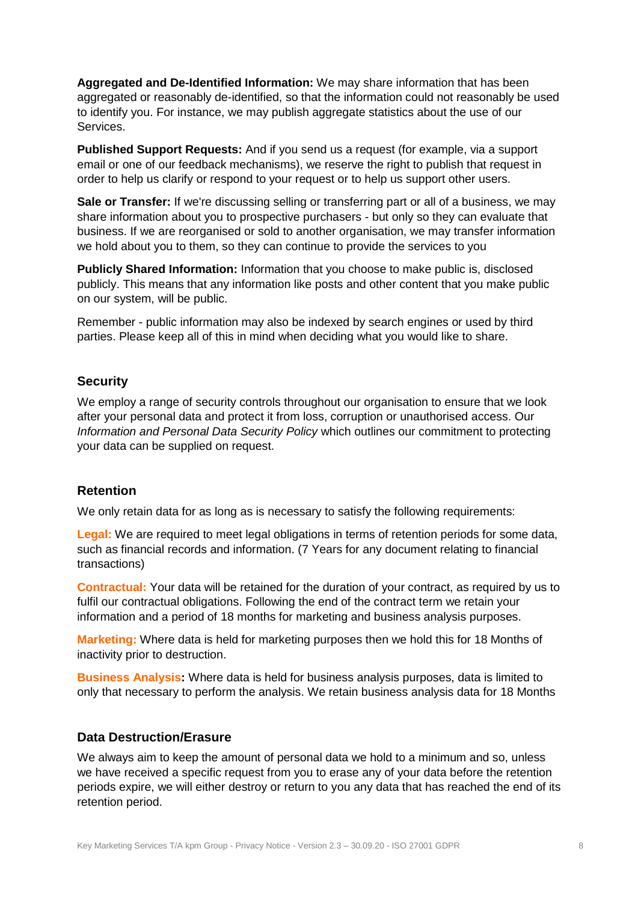**Aggregated and De-Identified Information:** We may share information that has been aggregated or reasonably de-identified, so that the information could not reasonably be used to identify you. For instance, we may publish aggregate statistics about the use of our Services.

**Published Support Requests:** And if you send us a request (for example, via a support email or one of our feedback mechanisms), we reserve the right to publish that request in order to help us clarify or respond to your request or to help us support other users.

**Sale or Transfer:** If we're discussing selling or transferring part or all of a business, we may share information about you to prospective purchasers - but only so they can evaluate that business. If we are reorganised or sold to another organisation, we may transfer information we hold about you to them, so they can continue to provide the services to you

**Publicly Shared Information:** Information that you choose to make public is, disclosed publicly. This means that any information like posts and other content that you make public on our system, will be public.

Remember - public information may also be indexed by search engines or used by third parties. Please keep all of this in mind when deciding what you would like to share.

### Security

We employ a range of security controls throughout our organisation to ensure that we look after your personal data and protect it from loss, corruption or unauthorised access. Our *Information and Personal Data Security Policy* which outlines our commitment to protecting your data can be supplied on request.

### Retention

We only retain data for as long as is necessary to satisfy the following requirements:

**Legal:** We are required to meet legal obligations in terms of retention periods for some data, such as financial records and information. (7 Years for any document relating to financial transactions)

**Contractual:** Your data will be retained for the duration of your contract, as required by us to fulfil our contractual obligations. Following the end of the contract term we retain your information and a period of 18 months for marketing and business analysis purposes.

**Marketing:** Where data is held for marketing purposes then we hold this for 18 Months of inactivity prior to destruction.

**Business Analysis:** Where data is held for business analysis purposes, data is limited to only that necessary to perform the analysis. We retain business analysis data for 18 Months

### Data Destruction/Erasure

We always aim to keep the amount of personal data we hold to a minimum and so, unless we have received a specific request from you to erase any of your data before the retention periods expire, we will either destroy or return to you any data that has reached the end of its retention period.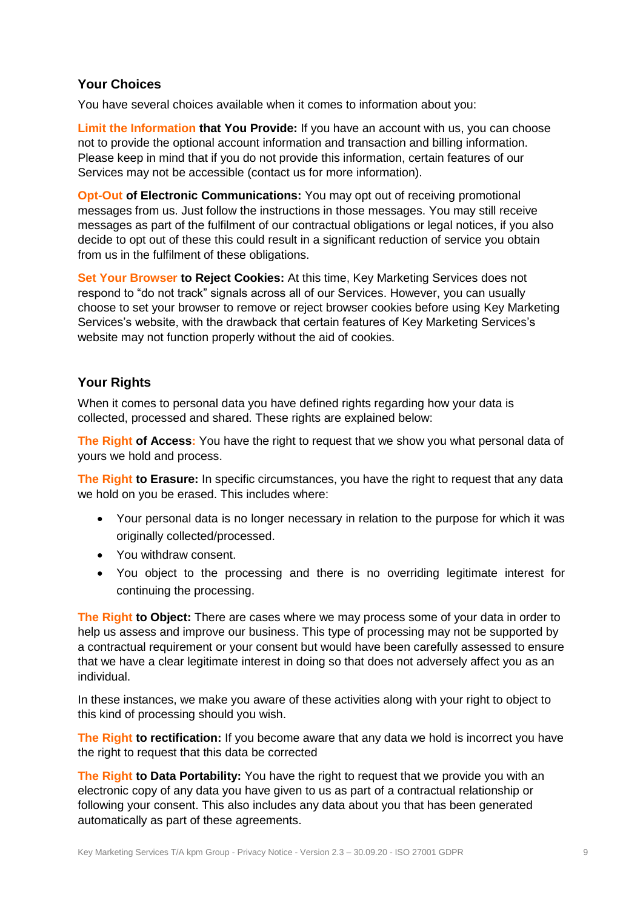## Your Choices

You have several choices available when it comes to information about you:

**Limit the Information that You Provide:** If you have an account with us, you can choose not to provide the optional account information and transaction and billing information. Please keep in mind that if you do not provide this information, certain features of our Services may not be accessible (contact us for more information).

**Opt-Out of Electronic Communications:** You may opt out of receiving promotional messages from us. Just follow the instructions in those messages. You may still receive messages as part of the fulfilment of our contractual obligations or legal notices, if you also decide to opt out of these this could result in a significant reduction of service you obtain from us in the fulfilment of these obligations.

**Set Your Browser to Reject Cookies:** At this time, Key Marketing Services does not respond to "do not track" signals across all of our Services. However, you can usually choose to set your browser to remove or reject browser cookies before using Key Marketing Services's website, with the drawback that certain features of Key Marketing Services's website may not function properly without the aid of cookies.

## Your Rights

When it comes to personal data you have defined rights regarding how your data is collected, processed and shared. These rights are explained below:

**The Right of Access:** You have the right to request that we show you what personal data of yours we hold and process.

**The Right to Erasure:** In specific circumstances, you have the right to request that any data we hold on you be erased. This includes where:

- Your personal data is no longer necessary in relation to the purpose for which it was originally collected/processed.
- You withdraw consent.
- You object to the processing and there is no overriding legitimate interest for continuing the processing.

**The Right to Object:** There are cases where we may process some of your data in order to help us assess and improve our business. This type of processing may not be supported by a contractual requirement or your consent but would have been carefully assessed to ensure that we have a clear legitimate interest in doing so that does not adversely affect you as an individual.

In these instances, we make you aware of these activities along with your right to object to this kind of processing should you wish.

**The Right to rectification:** If you become aware that any data we hold is incorrect you have the right to request that this data be corrected

**The Right to Data Portability:** You have the right to request that we provide you with an electronic copy of any data you have given to us as part of a contractual relationship or following your consent. This also includes any data about you that has been generated automatically as part of these agreements.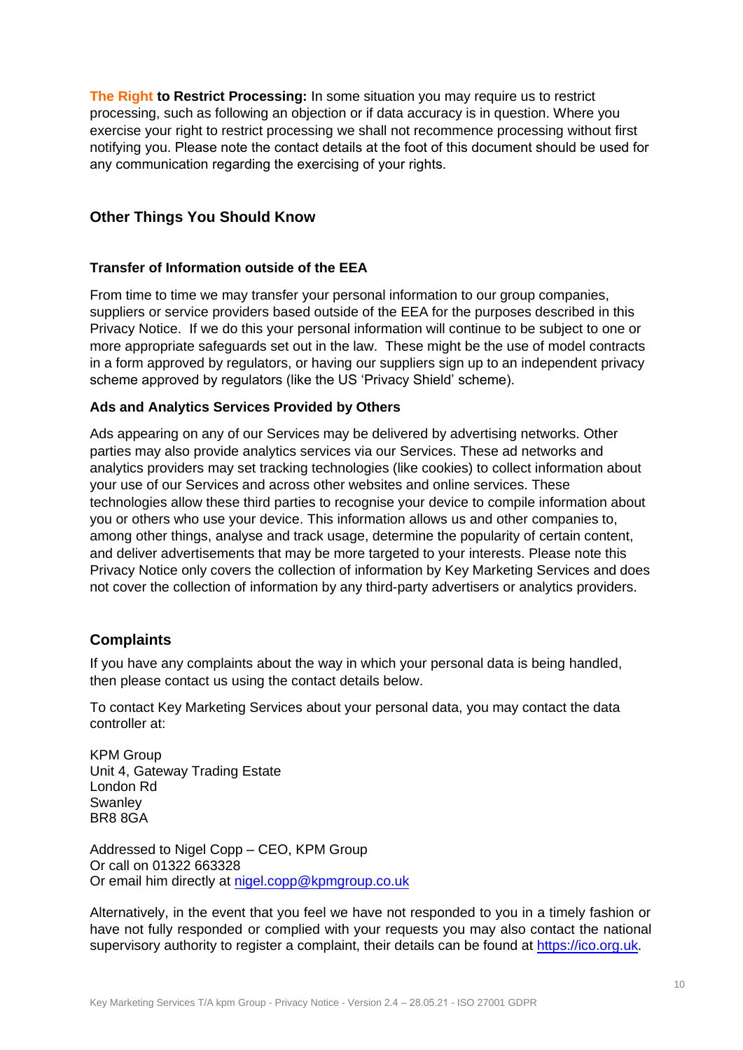**The Right to Restrict Processing:** In some situation you may require us to restrict processing, such as following an objection or if data accuracy is in question. Where you exercise your right to restrict processing we shall not recommence processing without first notifying you. Please note the contact details at the foot of this document should be used for any communication regarding the exercising of your rights.

## Other Things You Should Know

### Transfer of Information outside of the EEA

From time to time we may transfer your personal information to our group companies, suppliers or service providers based outside of the EEA for the purposes described in this Privacy Notice. If we do this your personal information will continue to be subject to one or more appropriate safeguards set out in the law. These might be the use of model contracts in a form approved by regulators, or having our suppliers sign up to an independent privacy scheme approved by regulators (like the US 'Privacy Shield' scheme).

### Ads and Analytics Services Provided by Others

Ads appearing on any of our Services may be delivered by advertising networks. Other parties may also provide analytics services via our Services. These ad networks and analytics providers may set tracking technologies (like cookies) to collect information about your use of our Services and across other websites and online services. These technologies allow these third parties to recognise your device to compile information about you or others who use your device. This information allows us and other companies to, among other things, analyse and track usage, determine the popularity of certain content, and deliver advertisements that may be more targeted to your interests. Please note this Privacy Notice only covers the collection of information by Key Marketing Services and does not cover the collection of information by any third-party advertisers or analytics providers.

## Complaints

If you have any complaints about the way in which your personal data is being handled, then please contact us using the contact details below.

To contact Key Marketing Services about your personal data, you may contact the data controller at:

KPM Group
Unit 4, Gateway Trading Estate
London Rd
Swanley
BR8 8GA

Addressed to Nigel Copp – CEO, KPM Group
Or call on 01322 663328
Or email him directly at nigel.copp@kpmgroup.co.uk

Alternatively, in the event that you feel we have not responded to you in a timely fashion or have not fully responded or complied with your requests you may also contact the national supervisory authority to register a complaint, their details can be found at https://ico.org.uk.